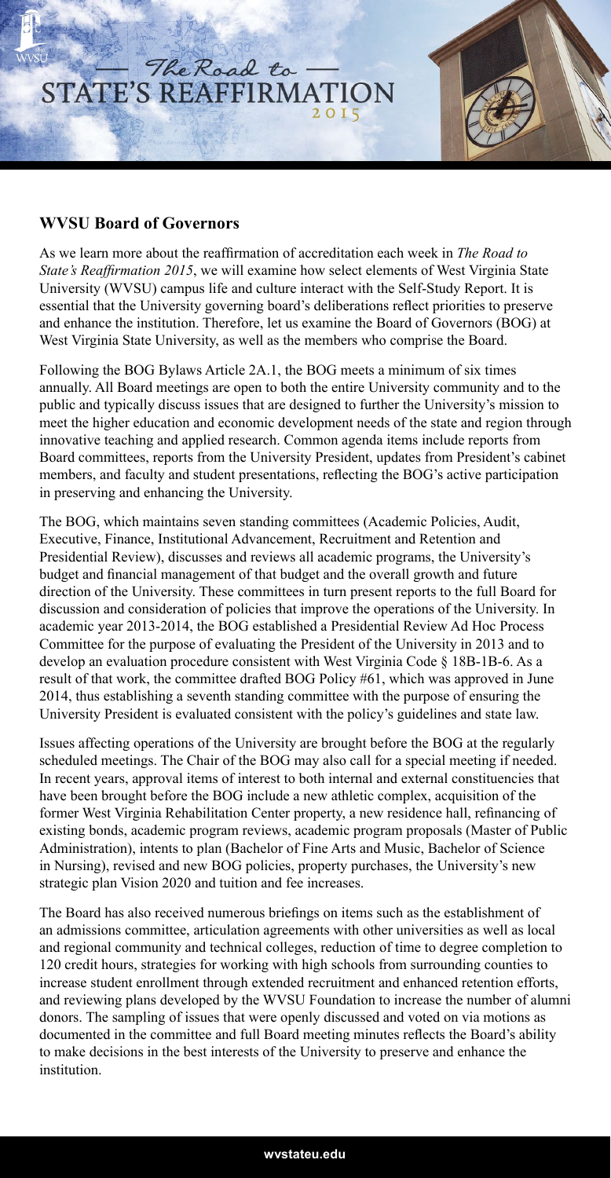# The Road to STATE'S REAFFIRMATION 2015

## WVSU Board of Governors

As we learn more about the reaffirmation of accreditation each week in *The Road to State's Reaffirmation 2015*, we will examine how select elements of West Virginia State University (WVSU) campus life and culture interact with the Self-Study Report. It is essential that the University governing board's deliberations reflect priorities to preserve and enhance the institution. Therefore, let us examine the Board of Governors (BOG) at West Virginia State University, as well as the members who comprise the Board.

Following the BOG Bylaws Article 2A.1, the BOG meets a minimum of six times annually. All Board meetings are open to both the entire University community and to the public and typically discuss issues that are designed to further the University's mission to meet the higher education and economic development needs of the state and region through innovative teaching and applied research. Common agenda items include reports from Board committees, reports from the University President, updates from President's cabinet members, and faculty and student presentations, reflecting the BOG's active participation in preserving and enhancing the University.

The BOG, which maintains seven standing committees (Academic Policies, Audit, Executive, Finance, Institutional Advancement, Recruitment and Retention and Presidential Review), discusses and reviews all academic programs, the University's budget and financial management of that budget and the overall growth and future direction of the University. These committees in turn present reports to the full Board for discussion and consideration of policies that improve the operations of the University. In academic year 2013-2014, the BOG established a Presidential Review Ad Hoc Process Committee for the purpose of evaluating the President of the University in 2013 and to develop an evaluation procedure consistent with West Virginia Code § 18B-1B-6. As a result of that work, the committee drafted BOG Policy #61, which was approved in June 2014, thus establishing a seventh standing committee with the purpose of ensuring the University President is evaluated consistent with the policy's guidelines and state law.

Issues affecting operations of the University are brought before the BOG at the regularly scheduled meetings. The Chair of the BOG may also call for a special meeting if needed. In recent years, approval items of interest to both internal and external constituencies that have been brought before the BOG include a new athletic complex, acquisition of the former West Virginia Rehabilitation Center property, a new residence hall, refinancing of existing bonds, academic program reviews, academic program proposals (Master of Public Administration), intents to plan (Bachelor of Fine Arts and Music, Bachelor of Science in Nursing), revised and new BOG policies, property purchases, the University's new strategic plan Vision 2020 and tuition and fee increases.

The Board has also received numerous briefings on items such as the establishment of an admissions committee, articulation agreements with other universities as well as local and regional community and technical colleges, reduction of time to degree completion to 120 credit hours, strategies for working with high schools from surrounding counties to increase student enrollment through extended recruitment and enhanced retention efforts, and reviewing plans developed by the WVSU Foundation to increase the number of alumni donors. The sampling of issues that were openly discussed and voted on via motions as documented in the committee and full Board meeting minutes reflects the Board's ability to make decisions in the best interests of the University to preserve and enhance the institution.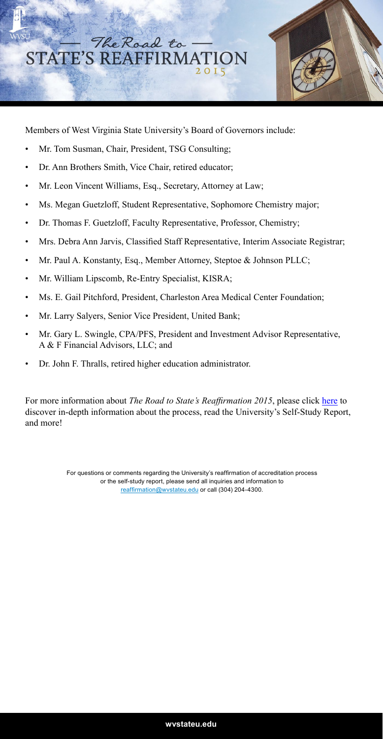# — The Road to — STATE'S REAFFIRMATION 2015

Members of West Virginia State University's Board of Governors include:

- Mr. Tom Susman, Chair, President, TSG Consulting;
- Dr. Ann Brothers Smith, Vice Chair, retired educator;
- Mr. Leon Vincent Williams, Esq., Secretary, Attorney at Law;
- Ms. Megan Guetzloff, Student Representative, Sophomore Chemistry major;
- Dr. Thomas F. Guetzloff, Faculty Representative, Professor, Chemistry;
- Mrs. Debra Ann Jarvis, Classified Staff Representative, Interim Associate Registrar;
- Mr. Paul A. Konstanty, Esq., Member Attorney, Steptoe & Johnson PLLC;
- Mr. William Lipscomb, Re-Entry Specialist, KISRA;
- Ms. E. Gail Pitchford, President, Charleston Area Medical Center Foundation;
- Mr. Larry Salyers, Senior Vice President, United Bank;
- Mr. Gary L. Swingle, CPA/PFS, President and Investment Advisor Representative, A & F Financial Advisors, LLC; and
- Dr. John F. Thralls, retired higher education administrator.

For more information about *The Road to State's Reaffirmation 2015*, please click here to discover in-depth information about the process, read the University's Self-Study Report, and more!

For questions or comments regarding the University's reaffirmation of accreditation process or the self-study report, please send all inquiries and information to reaffirmation@wvstateu.edu or call (304) 204-4300.

wvstateu.edu